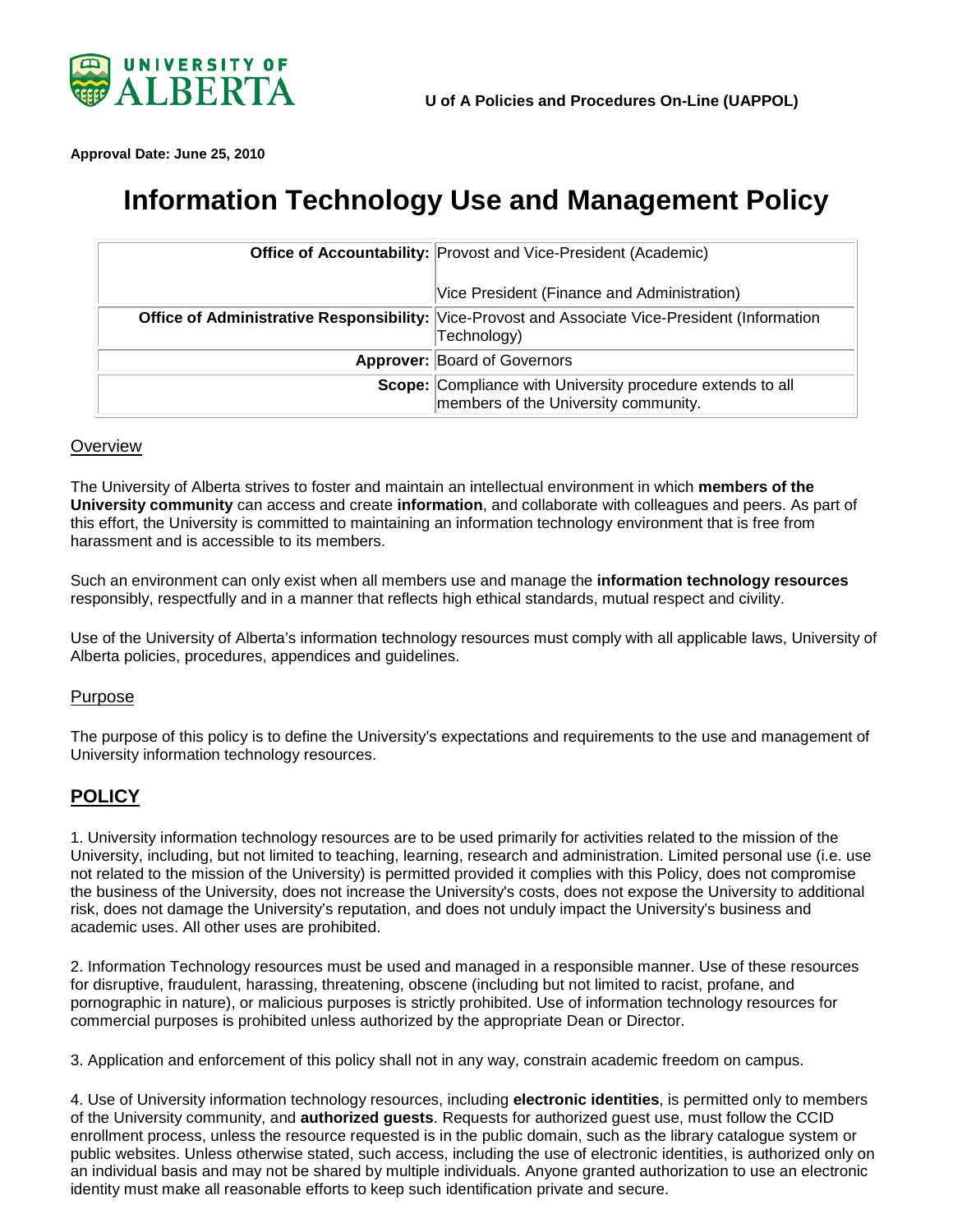U of A Policies and Procedures On-Line (UAPPOL)

**Approval Date: June 25, 2010**

# Information Technology Use and Management Policy

| | |
|---|---|
| **Office of Accountability:** | Provost and Vice-President (Academic)<br><br>Vice President (Finance and Administration) |
| **Office of Administrative Responsibility:** | Vice-Provost and Associate Vice-President (Information Technology) |
| **Approver:** | Board of Governors |
| **Scope:** | Compliance with University procedure extends to all members of the University community. |

## Overview

The University of Alberta strives to foster and maintain an intellectual environment in which **members of the University community** can access and create **information**, and collaborate with colleagues and peers. As part of this effort, the University is committed to maintaining an information technology environment that is free from harassment and is accessible to its members.

Such an environment can only exist when all members use and manage the **information technology resources** responsibly, respectfully and in a manner that reflects high ethical standards, mutual respect and civility.

Use of the University of Alberta's information technology resources must comply with all applicable laws, University of Alberta policies, procedures, appendices and guidelines.

## Purpose

The purpose of this policy is to define the University's expectations and requirements to the use and management of University information technology resources.

## POLICY

1. University information technology resources are to be used primarily for activities related to the mission of the University, including, but not limited to teaching, learning, research and administration. Limited personal use (i.e. use not related to the mission of the University) is permitted provided it complies with this Policy, does not compromise the business of the University, does not increase the University's costs, does not expose the University to additional risk, does not damage the University's reputation, and does not unduly impact the University's business and academic uses. All other uses are prohibited.

2. Information Technology resources must be used and managed in a responsible manner. Use of these resources for disruptive, fraudulent, harassing, threatening, obscene (including but not limited to racist, profane, and pornographic in nature), or malicious purposes is strictly prohibited. Use of information technology resources for commercial purposes is prohibited unless authorized by the appropriate Dean or Director.

3. Application and enforcement of this policy shall not in any way, constrain academic freedom on campus.

4. Use of University information technology resources, including **electronic identities**, is permitted only to members of the University community, and **authorized guests**. Requests for authorized guest use, must follow the CCID enrollment process, unless the resource requested is in the public domain, such as the library catalogue system or public websites. Unless otherwise stated, such access, including the use of electronic identities, is authorized only on an individual basis and may not be shared by multiple individuals. Anyone granted authorization to use an electronic identity must make all reasonable efforts to keep such identification private and secure.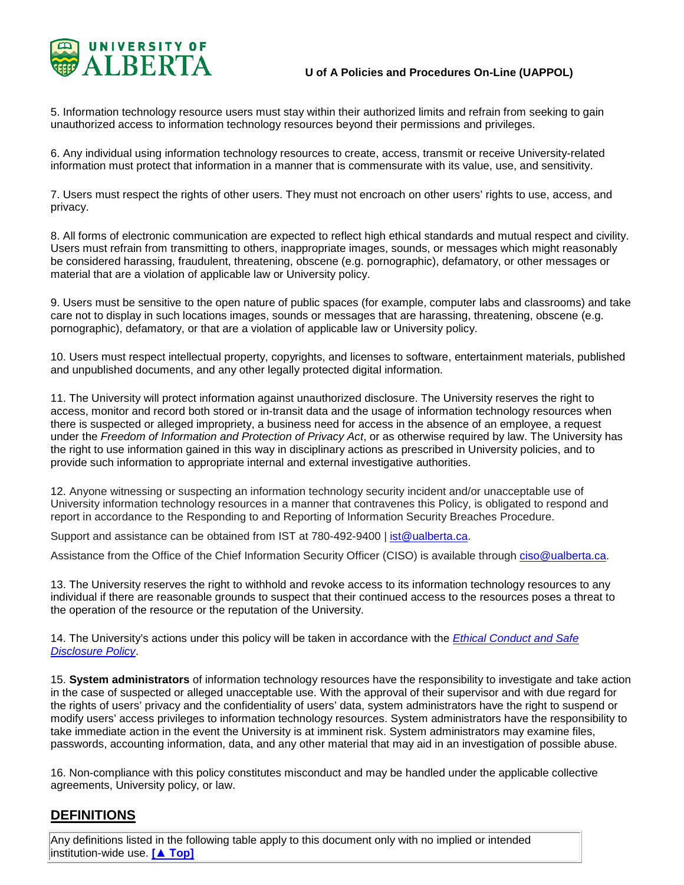5. Information technology resource users must stay within their authorized limits and refrain from seeking to gain unauthorized access to information technology resources beyond their permissions and privileges.

6. Any individual using information technology resources to create, access, transmit or receive University-related information must protect that information in a manner that is commensurate with its value, use, and sensitivity.

7. Users must respect the rights of other users. They must not encroach on other users' rights to use, access, and privacy.

8. All forms of electronic communication are expected to reflect high ethical standards and mutual respect and civility. Users must refrain from transmitting to others, inappropriate images, sounds, or messages which might reasonably be considered harassing, fraudulent, threatening, obscene (e.g. pornographic), defamatory, or other messages or material that are a violation of applicable law or University policy.

9. Users must be sensitive to the open nature of public spaces (for example, computer labs and classrooms) and take care not to display in such locations images, sounds or messages that are harassing, threatening, obscene (e.g. pornographic), defamatory, or that are a violation of applicable law or University policy.

10. Users must respect intellectual property, copyrights, and licenses to software, entertainment materials, published and unpublished documents, and any other legally protected digital information.

11. The University will protect information against unauthorized disclosure. The University reserves the right to access, monitor and record both stored or in-transit data and the usage of information technology resources when there is suspected or alleged impropriety, a business need for access in the absence of an employee, a request under the *Freedom of Information and Protection of Privacy Act*, or as otherwise required by law. The University has the right to use information gained in this way in disciplinary actions as prescribed in University policies, and to provide such information to appropriate internal and external investigative authorities.

12. Anyone witnessing or suspecting an information technology security incident and/or unacceptable use of University information technology resources in a manner that contravenes this Policy, is obligated to respond and report in accordance to the Responding to and Reporting of Information Security Breaches Procedure.

Support and assistance can be obtained from IST at 780-492-9400 | ist@ualberta.ca.

Assistance from the Office of the Chief Information Security Officer (CISO) is available through ciso@ualberta.ca.

13. The University reserves the right to withhold and revoke access to its information technology resources to any individual if there are reasonable grounds to suspect that their continued access to the resources poses a threat to the operation of the resource or the reputation of the University.

14. The University's actions under this policy will be taken in accordance with the *Ethical Conduct and Safe Disclosure Policy*.

15. **System administrators** of information technology resources have the responsibility to investigate and take action in the case of suspected or alleged unacceptable use. With the approval of their supervisor and with due regard for the rights of users' privacy and the confidentiality of users' data, system administrators have the right to suspend or modify users' access privileges to information technology resources. System administrators have the responsibility to take immediate action in the event the University is at imminent risk. System administrators may examine files, passwords, accounting information, data, and any other material that may aid in an investigation of possible abuse.

16. Non-compliance with this policy constitutes misconduct and may be handled under the applicable collective agreements, University policy, or law.

## DEFINITIONS

| Any definitions listed in the following table apply to this document only with no implied or intended institution-wide use. **[▲ Top]** |
|---|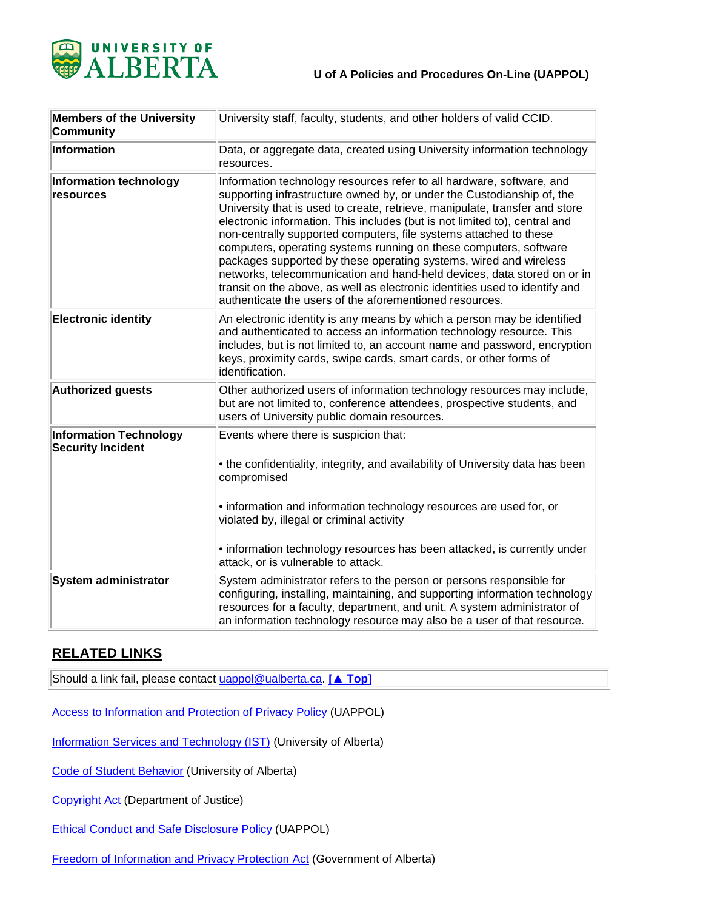| Members of the University Community | University staff, faculty, students, and other holders of valid CCID. |
|---|---|
| **Information** | Data, or aggregate data, created using University information technology resources. |
| **Information technology resources** | Information technology resources refer to all hardware, software, and supporting infrastructure owned by, or under the Custodianship of, the University that is used to create, retrieve, manipulate, transfer and store electronic information. This includes (but is not limited to), central and non-centrally supported computers, file systems attached to these computers, operating systems running on these computers, software packages supported by these operating systems, wired and wireless networks, telecommunication and hand-held devices, data stored on or in transit on the above, as well as electronic identities used to identify and authenticate the users of the aforementioned resources. |
| **Electronic identity** | An electronic identity is any means by which a person may be identified and authenticated to access an information technology resource. This includes, but is not limited to, an account name and password, encryption keys, proximity cards, swipe cards, smart cards, or other forms of identification. |
| **Authorized guests** | Other authorized users of information technology resources may include, but are not limited to, conference attendees, prospective students, and users of University public domain resources. |
| **Information Technology Security Incident** | Events where there is suspicion that:<br><br>• the confidentiality, integrity, and availability of University data has been compromised<br><br>• information and information technology resources are used for, or violated by, illegal or criminal activity<br><br>• information technology resources has been attacked, is currently under attack, or is vulnerable to attack. |
| **System administrator** | System administrator refers to the person or persons responsible for configuring, installing, maintaining, and supporting information technology resources for a faculty, department, and unit. A system administrator of an information technology resource may also be a user of that resource. |

## RELATED LINKS

Should a link fail, please contact uappol@ualberta.ca. **[▲ Top]**

Access to Information and Protection of Privacy Policy (UAPPOL)

Information Services and Technology (IST) (University of Alberta)

Code of Student Behavior (University of Alberta)

Copyright Act (Department of Justice)

Ethical Conduct and Safe Disclosure Policy (UAPPOL)

Freedom of Information and Privacy Protection Act (Government of Alberta)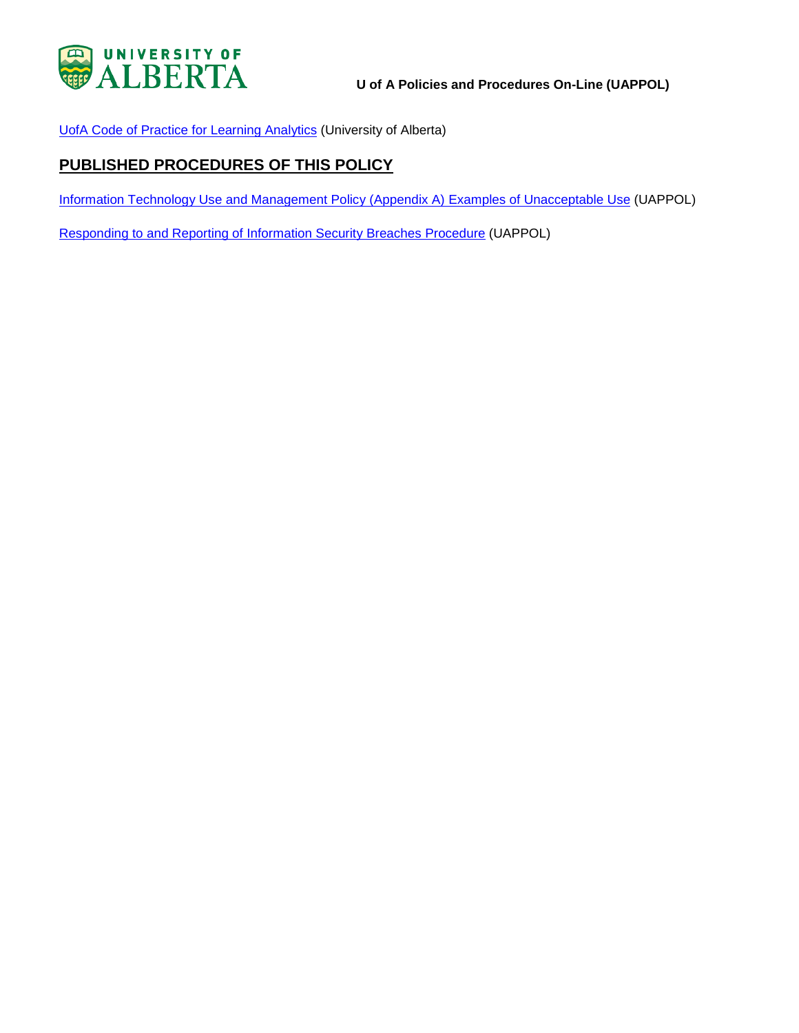UofA Code of Practice for Learning Analytics (University of Alberta)

## PUBLISHED PROCEDURES OF THIS POLICY

Information Technology Use and Management Policy (Appendix A) Examples of Unacceptable Use (UAPPOL)

Responding to and Reporting of Information Security Breaches Procedure (UAPPOL)